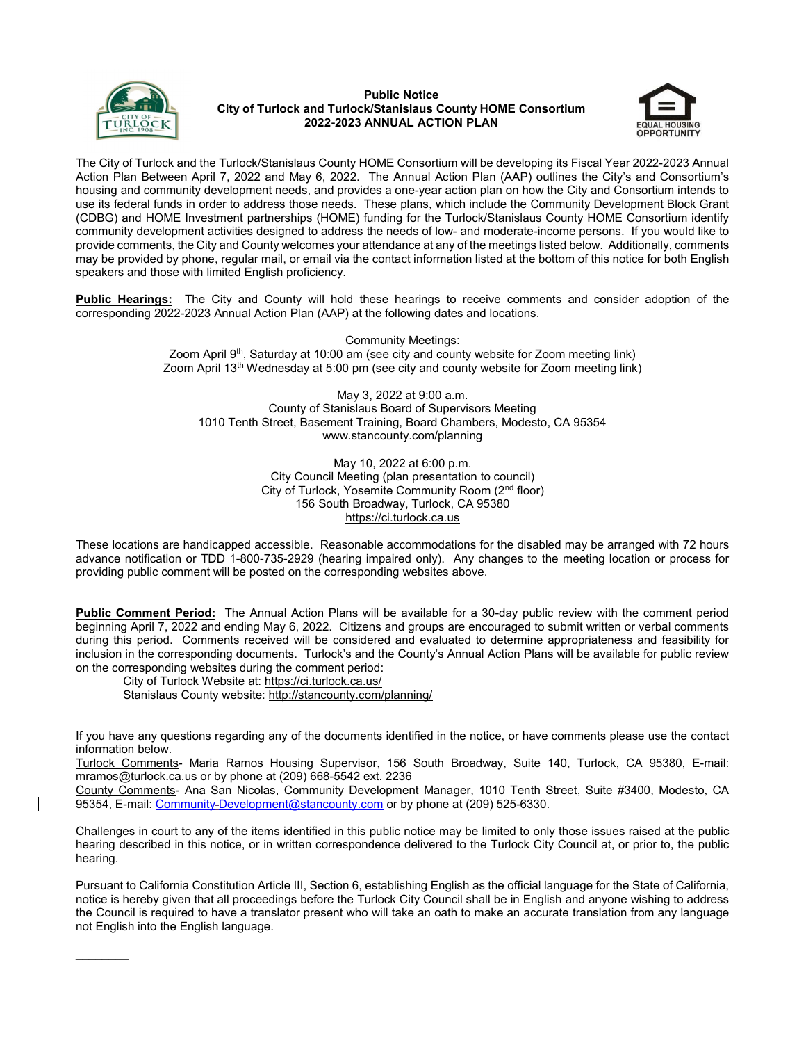**Public Notice**
**City of Turlock and Turlock/Stanislaus County HOME Consortium**
**2022-2023 ANNUAL ACTION PLAN**

The City of Turlock and the Turlock/Stanislaus County HOME Consortium will be developing its Fiscal Year 2022-2023 Annual Action Plan Between April 7, 2022 and May 6, 2022. The Annual Action Plan (AAP) outlines the City's and Consortium's housing and community development needs, and provides a one-year action plan on how the City and Consortium intends to use its federal funds in order to address those needs. These plans, which include the Community Development Block Grant (CDBG) and HOME Investment partnerships (HOME) funding for the Turlock/Stanislaus County HOME Consortium identify community development activities designed to address the needs of low- and moderate-income persons. If you would like to provide comments, the City and County welcomes your attendance at any of the meetings listed below. Additionally, comments may be provided by phone, regular mail, or email via the contact information listed at the bottom of this notice for both English speakers and those with limited English proficiency.

**Public Hearings:** The City and County will hold these hearings to receive comments and consider adoption of the corresponding 2022-2023 Annual Action Plan (AAP) at the following dates and locations.

Community Meetings:
Zoom April 9th, Saturday at 10:00 am (see city and county website for Zoom meeting link)
Zoom April 13th Wednesday at 5:00 pm (see city and county website for Zoom meeting link)

May 3, 2022 at 9:00 a.m.
County of Stanislaus Board of Supervisors Meeting
1010 Tenth Street, Basement Training, Board Chambers, Modesto, CA 95354
www.stancounty.com/planning

May 10, 2022 at 6:00 p.m.
City Council Meeting (plan presentation to council)
City of Turlock, Yosemite Community Room (2nd floor)
156 South Broadway, Turlock, CA 95380
https://ci.turlock.ca.us

These locations are handicapped accessible. Reasonable accommodations for the disabled may be arranged with 72 hours advance notification or TDD 1-800-735-2929 (hearing impaired only). Any changes to the meeting location or process for providing public comment will be posted on the corresponding websites above.

**Public Comment Period:** The Annual Action Plans will be available for a 30-day public review with the comment period beginning April 7, 2022 and ending May 6, 2022. Citizens and groups are encouraged to submit written or verbal comments during this period. Comments received will be considered and evaluated to determine appropriateness and feasibility for inclusion in the corresponding documents. Turlock's and the County's Annual Action Plans will be available for public review on the corresponding websites during the comment period:

City of Turlock Website at: https://ci.turlock.ca.us/
Stanislaus County website: http://stancounty.com/planning/

If you have any questions regarding any of the documents identified in the notice, or have comments please use the contact information below.

Turlock Comments- Maria Ramos Housing Supervisor, 156 South Broadway, Suite 140, Turlock, CA 95380, E-mail: mramos@turlock.ca.us or by phone at (209) 668-5542 ext. 2236

County Comments- Ana San Nicolas, Community Development Manager, 1010 Tenth Street, Suite #3400, Modesto, CA 95354, E-mail: Community-Development@stancounty.com or by phone at (209) 525-6330.

Challenges in court to any of the items identified in this public notice may be limited to only those issues raised at the public hearing described in this notice, or in written correspondence delivered to the Turlock City Council at, or prior to, the public hearing.

Pursuant to California Constitution Article III, Section 6, establishing English as the official language for the State of California, notice is hereby given that all proceedings before the Turlock City Council shall be in English and anyone wishing to address the Council is required to have a translator present who will take an oath to make an accurate translation from any language not English into the English language.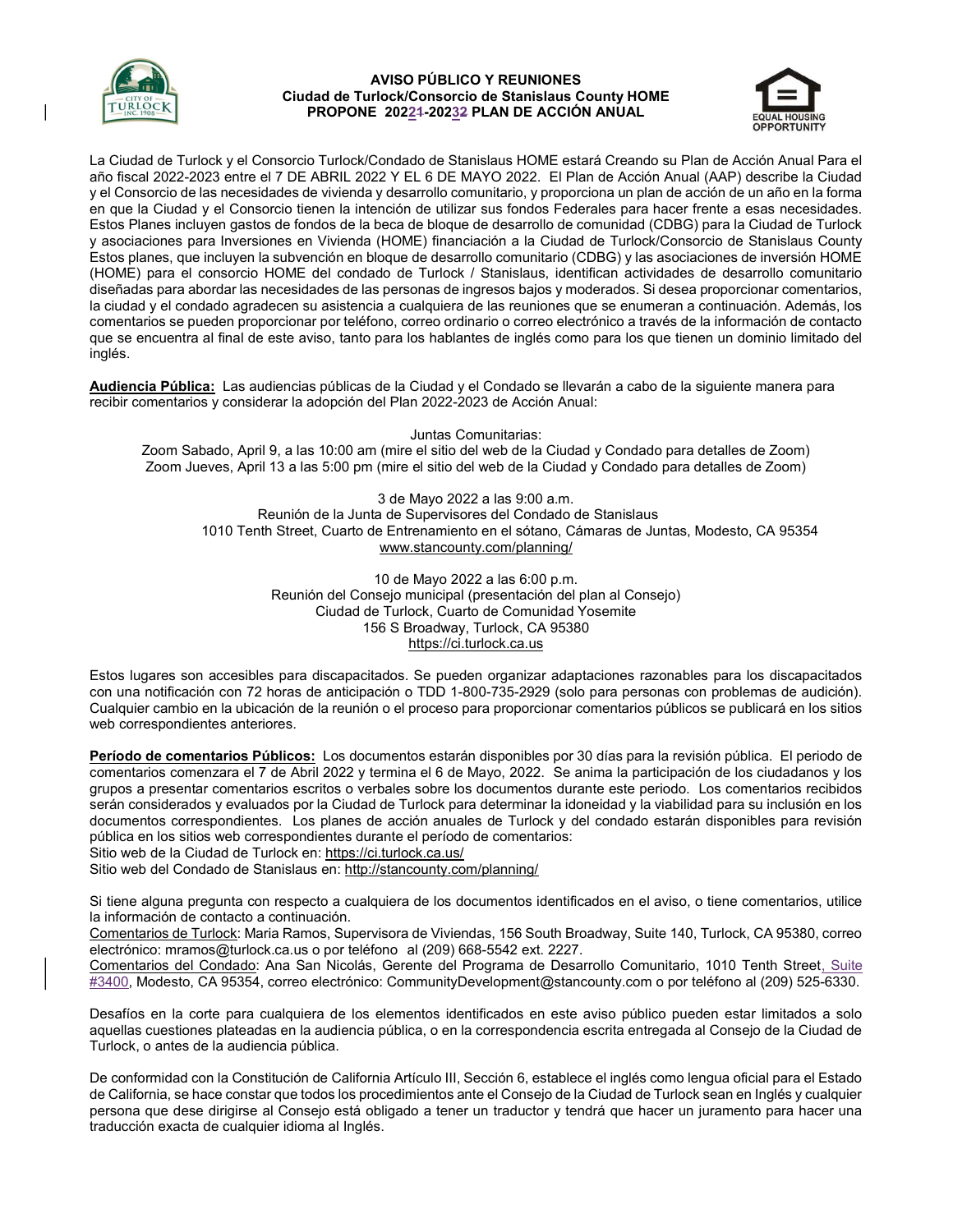**AVISO PÚBLICO Y REUNIONES**
**Ciudad de Turlock/Consorcio de Stanislaus County HOME**
**PROPONE 20221-20232 PLAN DE ACCIÓN ANUAL**

La Ciudad de Turlock y el Consorcio Turlock/Condado de Stanislaus HOME estará Creando su Plan de Acción Anual Para el año fiscal 2022-2023 entre el 7 DE ABRIL 2022 Y EL 6 DE MAYO 2022. El Plan de Acción Anual (AAP) describe la Ciudad y el Consorcio de las necesidades de vivienda y desarrollo comunitario, y proporciona un plan de acción de un año en la forma en que la Ciudad y el Consorcio tienen la intención de utilizar sus fondos Federales para hacer frente a esas necesidades. Estos Planes incluyen gastos de fondos de la beca de bloque de desarrollo de comunidad (CDBG) para la Ciudad de Turlock y asociaciones para Inversiones en Vivienda (HOME) financiación a la Ciudad de Turlock/Consorcio de Stanislaus County Estos planes, que incluyen la subvención en bloque de desarrollo comunitario (CDBG) y las asociaciones de inversión HOME (HOME) para el consorcio HOME del condado de Turlock / Stanislaus, identifican actividades de desarrollo comunitario diseñadas para abordar las necesidades de las personas de ingresos bajos y moderados. Si desea proporcionar comentarios, la ciudad y el condado agradecen su asistencia a cualquiera de las reuniones que se enumeran a continuación. Además, los comentarios se pueden proporcionar por teléfono, correo ordinario o correo electrónico a través de la información de contacto que se encuentra al final de este aviso, tanto para los hablantes de inglés como para los que tienen un dominio limitado del inglés.

**Audiencia Pública:** Las audiencias públicas de la Ciudad y el Condado se llevarán a cabo de la siguiente manera para recibir comentarios y considerar la adopción del Plan 2022-2023 de Acción Anual:

Juntas Comunitarias:
Zoom Sabado, April 9, a las 10:00 am (mire el sitio del web de la Ciudad y Condado para detalles de Zoom)
Zoom Jueves, April 13 a las 5:00 pm (mire el sitio del web de la Ciudad y Condado para detalles de Zoom)

3 de Mayo 2022 a las 9:00 a.m.
Reunión de la Junta de Supervisores del Condado de Stanislaus
1010 Tenth Street, Cuarto de Entrenamiento en el sótano, Cámaras de Juntas, Modesto, CA 95354
www.stancounty.com/planning/

10 de Mayo 2022 a las 6:00 p.m.
Reunión del Consejo municipal (presentación del plan al Consejo)
Ciudad de Turlock, Cuarto de Comunidad Yosemite
156 S Broadway, Turlock, CA 95380
https://ci.turlock.ca.us

Estos lugares son accesibles para discapacitados. Se pueden organizar adaptaciones razonables para los discapacitados con una notificación con 72 horas de anticipación o TDD 1-800-735-2929 (solo para personas con problemas de audición). Cualquier cambio en la ubicación de la reunión o el proceso para proporcionar comentarios públicos se publicará en los sitios web correspondientes anteriores.

**Período de comentarios Públicos:** Los documentos estarán disponibles por 30 días para la revisión pública. El periodo de comentarios comenzara el 7 de Abril 2022 y termina el 6 de Mayo, 2022. Se anima la participación de los ciudadanos y los grupos a presentar comentarios escritos o verbales sobre los documentos durante este periodo. Los comentarios recibidos serán considerados y evaluados por la Ciudad de Turlock para determinar la idoneidad y la viabilidad para su inclusión en los documentos correspondientes. Los planes de acción anuales de Turlock y del condado estarán disponibles para revisión pública en los sitios web correspondientes durante el período de comentarios:
Sitio web de la Ciudad de Turlock en: https://ci.turlock.ca.us/
Sitio web del Condado de Stanislaus en: http://stancounty.com/planning/

Si tiene alguna pregunta con respecto a cualquiera de los documentos identificados en el aviso, o tiene comentarios, utilice la información de contacto a continuación.
Comentarios de Turlock: Maria Ramos, Supervisora de Viviendas, 156 South Broadway, Suite 140, Turlock, CA 95380, correo electrónico: mramos@turlock.ca.us o por teléfono al (209) 668-5542 ext. 2227.
Comentarios del Condado: Ana San Nicolás, Gerente del Programa de Desarrollo Comunitario, 1010 Tenth Street, Suite #3400, Modesto, CA 95354, correo electrónico: CommunityDevelopment@stancounty.com o por teléfono al (209) 525-6330.

Desafíos en la corte para cualquiera de los elementos identificados en este aviso público pueden estar limitados a solo aquellas cuestiones plateadas en la audiencia pública, o en la correspondencia escrita entregada al Consejo de la Ciudad de Turlock, o antes de la audiencia pública.

De conformidad con la Constitución de California Artículo III, Sección 6, establece el inglés como lengua oficial para el Estado de California, se hace constar que todos los procedimientos ante el Consejo de la Ciudad de Turlock sean en Inglés y cualquier persona que dese dirigirse al Consejo está obligado a tener un traductor y tendrá que hacer un juramento para hacer una traducción exacta de cualquier idioma al Inglés.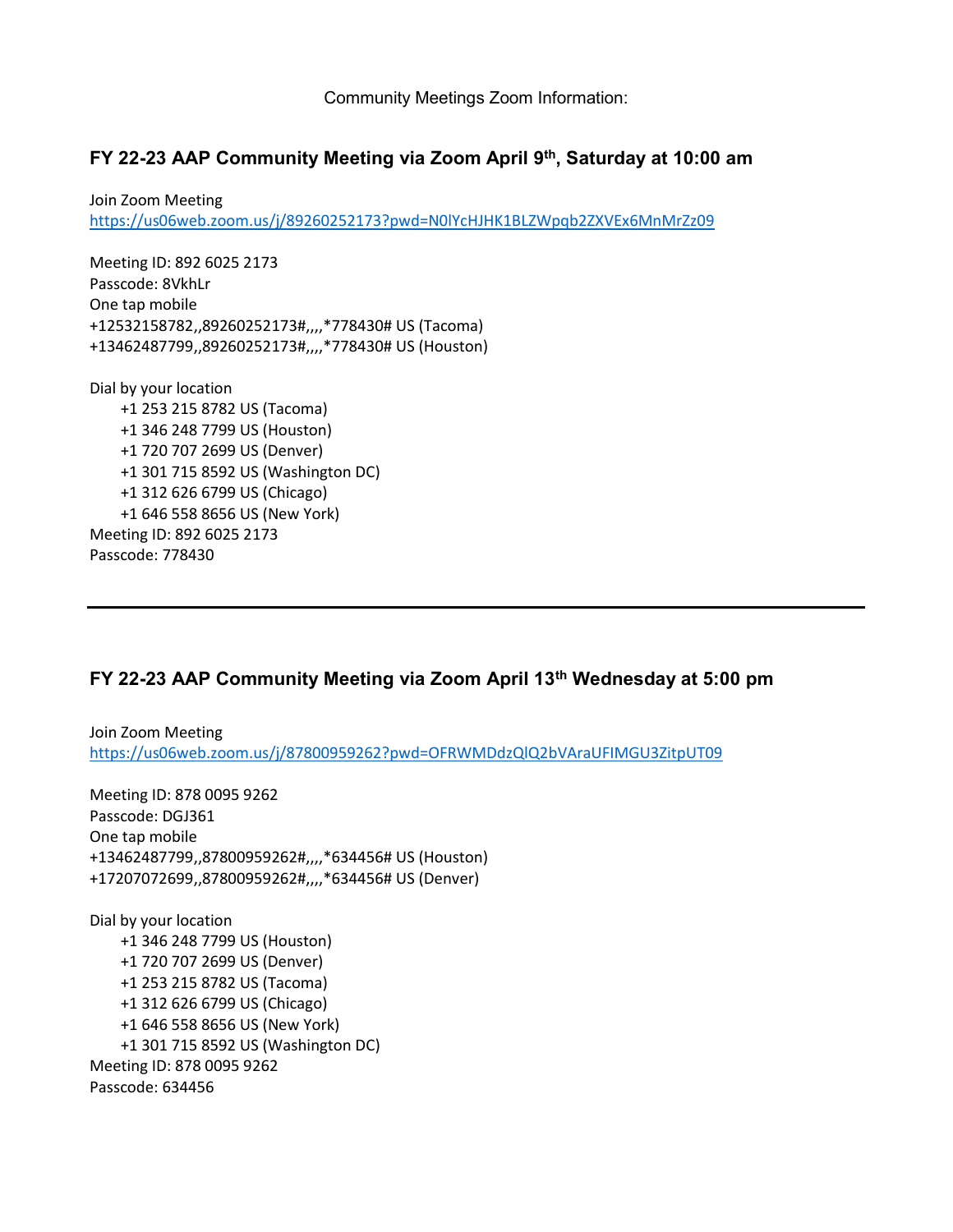Community Meetings Zoom Information:

## FY 22-23 AAP Community Meeting via Zoom April 9th, Saturday at 10:00 am

Join Zoom Meeting
https://us06web.zoom.us/j/89260252173?pwd=N0lYcHJHK1BLZWpqb2ZXVEx6MnMrZz09

Meeting ID: 892 6025 2173
Passcode: 8VkhLr
One tap mobile
+12532158782,,89260252173#,,,,*778430# US (Tacoma)
+13462487799,,89260252173#,,,,*778430# US (Houston)

Dial by your location
+1 253 215 8782 US (Tacoma)
+1 346 248 7799 US (Houston)
+1 720 707 2699 US (Denver)
+1 301 715 8592 US (Washington DC)
+1 312 626 6799 US (Chicago)
+1 646 558 8656 US (New York)
Meeting ID: 892 6025 2173
Passcode: 778430

---

## FY 22-23 AAP Community Meeting via Zoom April 13th Wednesday at 5:00 pm

Join Zoom Meeting
https://us06web.zoom.us/j/87800959262?pwd=OFRWMDdzQlQ2bVAraUFIMGU3ZitpUT09

Meeting ID: 878 0095 9262
Passcode: DGJ361
One tap mobile
+13462487799,,87800959262#,,,,*634456# US (Houston)
+17207072699,,87800959262#,,,,*634456# US (Denver)

Dial by your location
+1 346 248 7799 US (Houston)
+1 720 707 2699 US (Denver)
+1 253 215 8782 US (Tacoma)
+1 312 626 6799 US (Chicago)
+1 646 558 8656 US (New York)
+1 301 715 8592 US (Washington DC)
Meeting ID: 878 0095 9262
Passcode: 634456